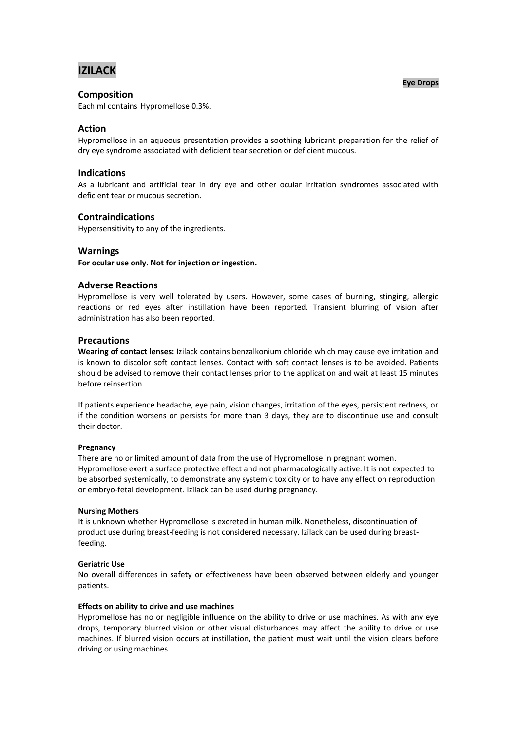# IZILACK

**Eye Drops**

## Composition

Each ml contains Hypromellose 0.3%.

## Action

Hypromellose in an aqueous presentation provides a soothing lubricant preparation for the relief of dry eye syndrome associated with deficient tear secretion or deficient mucous.

## Indications

As a lubricant and artificial tear in dry eye and other ocular irritation syndromes associated with deficient tear or mucous secretion.

## Contraindications

Hypersensitivity to any of the ingredients.

## Warnings

**For ocular use only. Not for injection or ingestion.**

## Adverse Reactions

Hypromellose is very well tolerated by users. However, some cases of burning, stinging, allergic reactions or red eyes after instillation have been reported. Transient blurring of vision after administration has also been reported.

## Precautions

**Wearing of contact lenses:** Izilack contains benzalkonium chloride which may cause eye irritation and is known to discolor soft contact lenses. Contact with soft contact lenses is to be avoided. Patients should be advised to remove their contact lenses prior to the application and wait at least 15 minutes before reinsertion.

If patients experience headache, eye pain, vision changes, irritation of the eyes, persistent redness, or if the condition worsens or persists for more than 3 days, they are to discontinue use and consult their doctor.

#### Pregnancy

There are no or limited amount of data from the use of Hypromellose in pregnant women. Hypromellose exert a surface protective effect and not pharmacologically active. It is not expected to be absorbed systemically, to demonstrate any systemic toxicity or to have any effect on reproduction or embryo-fetal development. Izilack can be used during pregnancy.

#### Nursing Mothers

It is unknown whether Hypromellose is excreted in human milk. Nonetheless, discontinuation of product use during breast-feeding is not considered necessary. Izilack can be used during breast-feeding.

#### Geriatric Use

No overall differences in safety or effectiveness have been observed between elderly and younger patients.

#### Effects on ability to drive and use machines

Hypromellose has no or negligible influence on the ability to drive or use machines. As with any eye drops, temporary blurred vision or other visual disturbances may affect the ability to drive or use machines. If blurred vision occurs at instillation, the patient must wait until the vision clears before driving or using machines.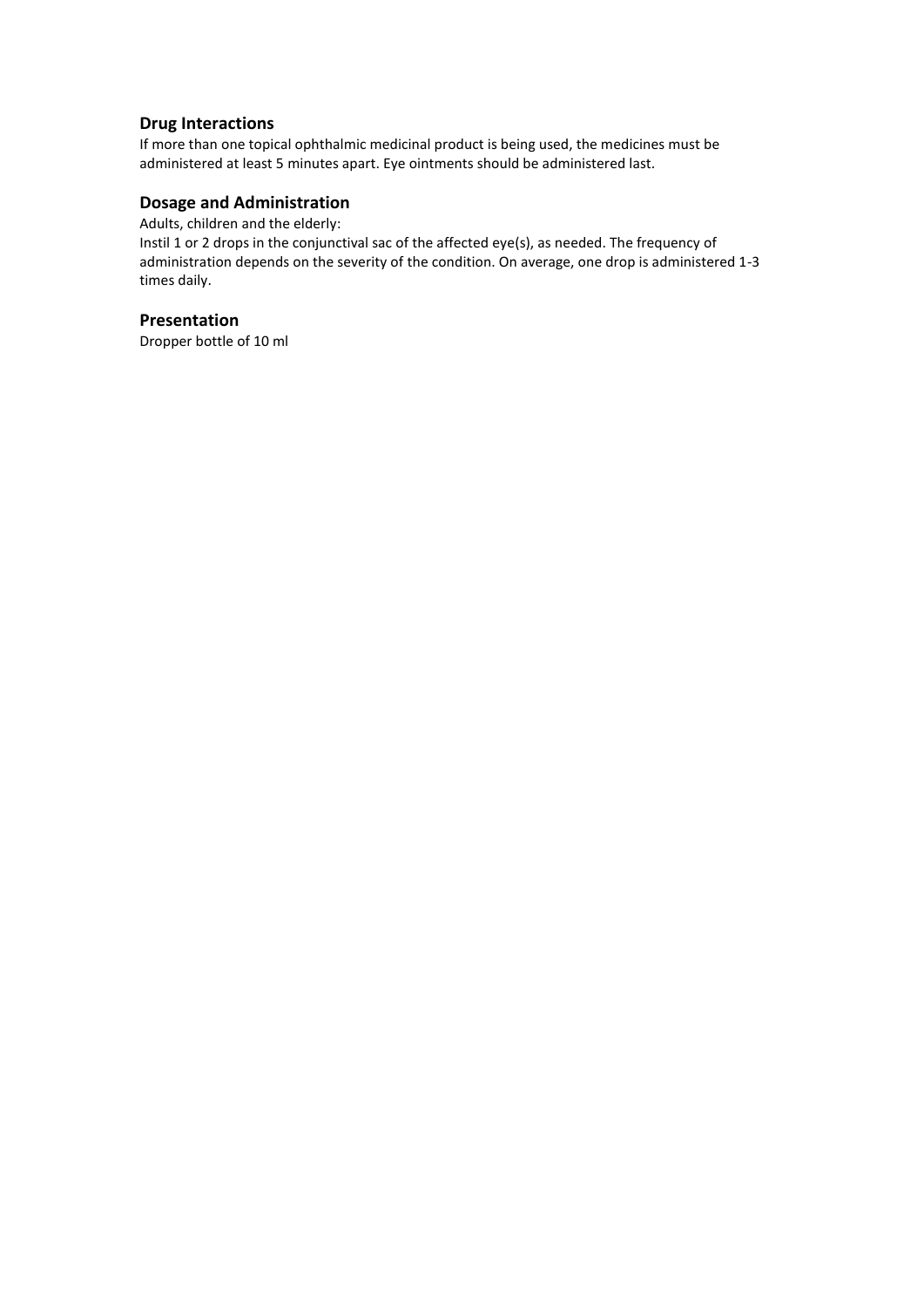## Drug Interactions

If more than one topical ophthalmic medicinal product is being used, the medicines must be administered at least 5 minutes apart. Eye ointments should be administered last.

## Dosage and Administration

Adults, children and the elderly:
Instil 1 or 2 drops in the conjunctival sac of the affected eye(s), as needed. The frequency of administration depends on the severity of the condition. On average, one drop is administered 1-3 times daily.

## Presentation

Dropper bottle of 10 ml